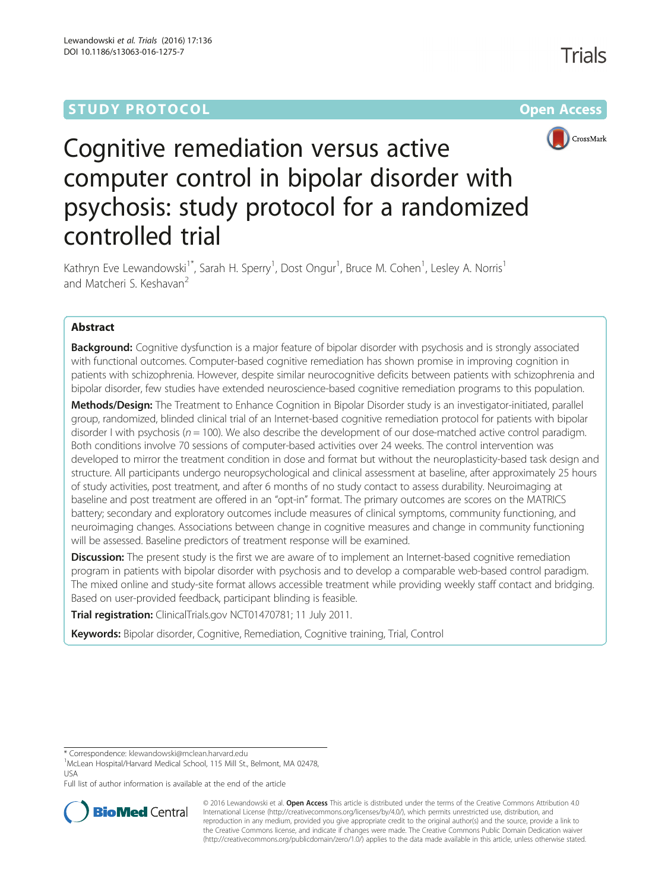STUDY PROTOCOL Open Access

# Cognitive remediation versus active computer control in bipolar disorder with psychosis: study protocol for a randomized controlled trial

Kathryn Eve Lewandowski[1*], Sarah H. Sperry[1], Dost Ongur[1], Bruce M. Cohen[1], Lesley A. Norris[1] and Matcheri S. Keshavan[2]

## Abstract

**Background:** Cognitive dysfunction is a major feature of bipolar disorder with psychosis and is strongly associated with functional outcomes. Computer-based cognitive remediation has shown promise in improving cognition in patients with schizophrenia. However, despite similar neurocognitive deficits between patients with schizophrenia and bipolar disorder, few studies have extended neuroscience-based cognitive remediation programs to this population.

**Methods/Design:** The Treatment to Enhance Cognition in Bipolar Disorder study is an investigator-initiated, parallel group, randomized, blinded clinical trial of an Internet-based cognitive remediation protocol for patients with bipolar disorder I with psychosis ($n = 100$). We also describe the development of our dose-matched active control paradigm. Both conditions involve 70 sessions of computer-based activities over 24 weeks. The control intervention was developed to mirror the treatment condition in dose and format but without the neuroplasticity-based task design and structure. All participants undergo neuropsychological and clinical assessment at baseline, after approximately 25 hours of study activities, post treatment, and after 6 months of no study contact to assess durability. Neuroimaging at baseline and post treatment are offered in an "opt-in" format. The primary outcomes are scores on the MATRICS battery; secondary and exploratory outcomes include measures of clinical symptoms, community functioning, and neuroimaging changes. Associations between change in cognitive measures and change in community functioning will be assessed. Baseline predictors of treatment response will be examined.

**Discussion:** The present study is the first we are aware of to implement an Internet-based cognitive remediation program in patients with bipolar disorder with psychosis and to develop a comparable web-based control paradigm. The mixed online and study-site format allows accessible treatment while providing weekly staff contact and bridging. Based on user-provided feedback, participant blinding is feasible.

**Trial registration:** ClinicalTrials.gov NCT01470781; 11 July 2011.

**Keywords:** Bipolar disorder, Cognitive, Remediation, Cognitive training, Trial, Control

---

* Correspondence: klewandowski@mclean.harvard.edu
[1]McLean Hospital/Harvard Medical School, 115 Mill St., Belmont, MA 02478, USA
Full list of author information is available at the end of the article

© 2016 Lewandowski et al. **Open Access** This article is distributed under the terms of the Creative Commons Attribution 4.0 International License (http://creativecommons.org/licenses/by/4.0/), which permits unrestricted use, distribution, and reproduction in any medium, provided you give appropriate credit to the original author(s) and the source, provide a link to the Creative Commons license, and indicate if changes were made. The Creative Commons Public Domain Dedication waiver (http://creativecommons.org/publicdomain/zero/1.0/) applies to the data made available in this article, unless otherwise stated.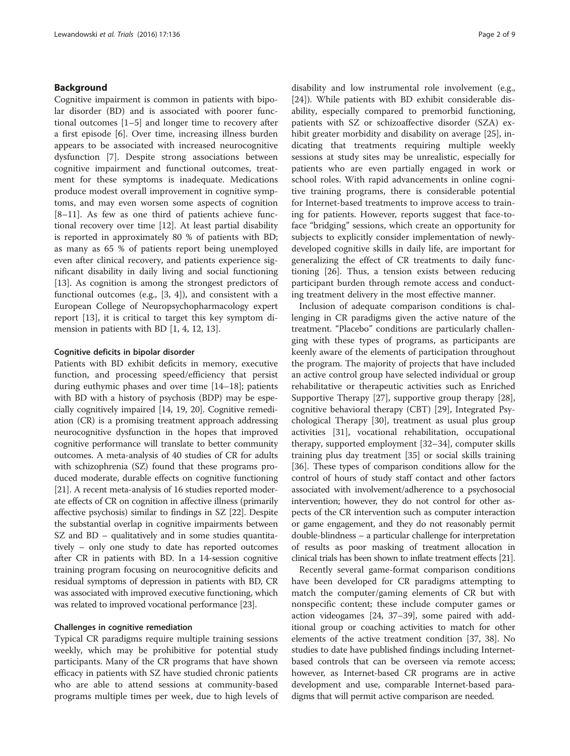## Background

Cognitive impairment is common in patients with bipolar disorder (BD) and is associated with poorer functional outcomes [1–5] and longer time to recovery after a first episode [6]. Over time, increasing illness burden appears to be associated with increased neurocognitive dysfunction [7]. Despite strong associations between cognitive impairment and functional outcomes, treatment for these symptoms is inadequate. Medications produce modest overall improvement in cognitive symptoms, and may even worsen some aspects of cognition [8–11]. As few as one third of patients achieve functional recovery over time [12]. At least partial disability is reported in approximately 80 % of patients with BD; as many as 65 % of patients report being unemployed even after clinical recovery, and patients experience significant disability in daily living and social functioning [13]. As cognition is among the strongest predictors of functional outcomes (e.g., [3, 4]), and consistent with a European College of Neuropsychopharmacology expert report [13], it is critical to target this key symptom dimension in patients with BD [1, 4, 12, 13].

### Cognitive deficits in bipolar disorder

Patients with BD exhibit deficits in memory, executive function, and processing speed/efficiency that persist during euthymic phases and over time [14–18]; patients with BD with a history of psychosis (BDP) may be especially cognitively impaired [14, 19, 20]. Cognitive remediation (CR) is a promising treatment approach addressing neurocognitive dysfunction in the hopes that improved cognitive performance will translate to better community outcomes. A meta-analysis of 40 studies of CR for adults with schizophrenia (SZ) found that these programs produced moderate, durable effects on cognitive functioning [21]. A recent meta-analysis of 16 studies reported moderate effects of CR on cognition in affective illness (primarily affective psychosis) similar to findings in SZ [22]. Despite the substantial overlap in cognitive impairments between SZ and BD – qualitatively and in some studies quantitatively – only one study to date has reported outcomes after CR in patients with BD. In a 14-session cognitive training program focusing on neurocognitive deficits and residual symptoms of depression in patients with BD, CR was associated with improved executive functioning, which was related to improved vocational performance [23].

### Challenges in cognitive remediation

Typical CR paradigms require multiple training sessions weekly, which may be prohibitive for potential study participants. Many of the CR programs that have shown efficacy in patients with SZ have studied chronic patients who are able to attend sessions at community-based programs multiple times per week, due to high levels of disability and low instrumental role involvement (e.g., [24]). While patients with BD exhibit considerable disability, especially compared to premorbid functioning, patients with SZ or schizoaffective disorder (SZA) exhibit greater morbidity and disability on average [25], indicating that treatments requiring multiple weekly sessions at study sites may be unrealistic, especially for patients who are even partially engaged in work or school roles. With rapid advancements in online cognitive training programs, there is considerable potential for Internet-based treatments to improve access to training for patients. However, reports suggest that face-to-face "bridging" sessions, which create an opportunity for subjects to explicitly consider implementation of newly-developed cognitive skills in daily life, are important for generalizing the effect of CR treatments to daily functioning [26]. Thus, a tension exists between reducing participant burden through remote access and conducting treatment delivery in the most effective manner.

Inclusion of adequate comparison conditions is challenging in CR paradigms given the active nature of the treatment. "Placebo" conditions are particularly challenging with these types of programs, as participants are keenly aware of the elements of participation throughout the program. The majority of projects that have included an active control group have selected individual or group rehabilitative or therapeutic activities such as Enriched Supportive Therapy [27], supportive group therapy [28], cognitive behavioral therapy (CBT) [29], Integrated Psychological Therapy [30], treatment as usual plus group activities [31], vocational rehabilitation, occupational therapy, supported employment [32–34], computer skills training plus day treatment [35] or social skills training [36]. These types of comparison conditions allow for the control of hours of study staff contact and other factors associated with involvement/adherence to a psychosocial intervention; however, they do not control for other aspects of the CR intervention such as computer interaction or game engagement, and they do not reasonably permit double-blindness – a particular challenge for interpretation of results as poor masking of treatment allocation in clinical trials has been shown to inflate treatment effects [21].

Recently several game-format comparison conditions have been developed for CR paradigms attempting to match the computer/gaming elements of CR but with nonspecific content; these include computer games or action videogames [24, 37–39], some paired with additional group or coaching activities to match for other elements of the active treatment condition [37, 38]. No studies to date have published findings including Internet-based controls that can be overseen via remote access; however, as Internet-based CR programs are in active development and use, comparable Internet-based paradigms that will permit active comparison are needed.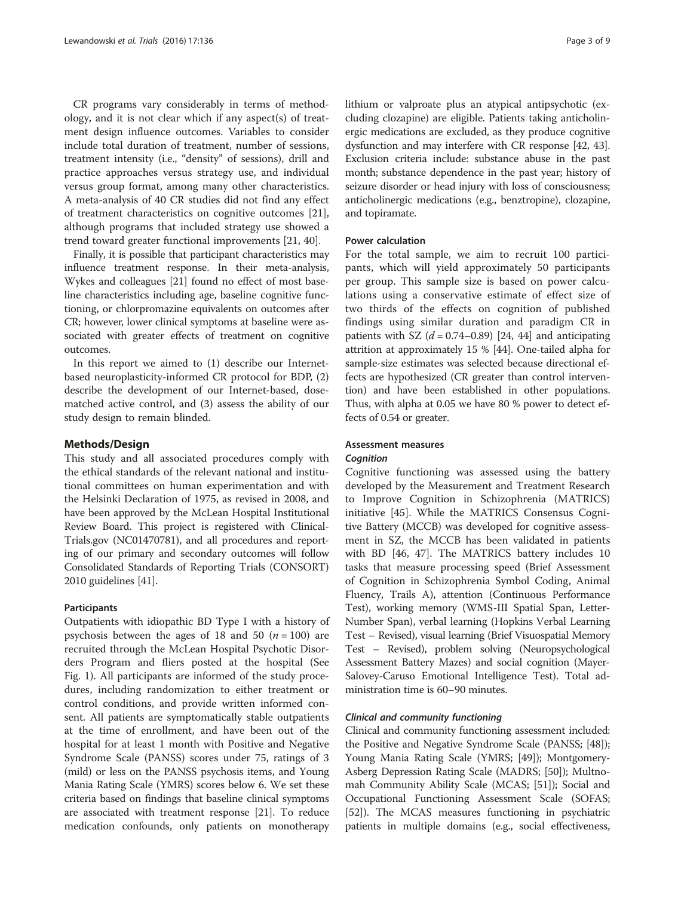CR programs vary considerably in terms of methodology, and it is not clear which if any aspect(s) of treatment design influence outcomes. Variables to consider include total duration of treatment, number of sessions, treatment intensity (i.e., "density" of sessions), drill and practice approaches versus strategy use, and individual versus group format, among many other characteristics. A meta-analysis of 40 CR studies did not find any effect of treatment characteristics on cognitive outcomes [21], although programs that included strategy use showed a trend toward greater functional improvements [21, 40].

Finally, it is possible that participant characteristics may influence treatment response. In their meta-analysis, Wykes and colleagues [21] found no effect of most baseline characteristics including age, baseline cognitive functioning, or chlorpromazine equivalents on outcomes after CR; however, lower clinical symptoms at baseline were associated with greater effects of treatment on cognitive outcomes.

In this report we aimed to (1) describe our Internet-based neuroplasticity-informed CR protocol for BDP, (2) describe the development of our Internet-based, dose-matched active control, and (3) assess the ability of our study design to remain blinded.

## Methods/Design

This study and all associated procedures comply with the ethical standards of the relevant national and institutional committees on human experimentation and with the Helsinki Declaration of 1975, as revised in 2008, and have been approved by the McLean Hospital Institutional Review Board. This project is registered with ClinicalTrials.gov (NC01470781), and all procedures and reporting of our primary and secondary outcomes will follow Consolidated Standards of Reporting Trials (CONSORT) 2010 guidelines [41].

### Participants

Outpatients with idiopathic BD Type I with a history of psychosis between the ages of 18 and 50 ($n = 100$) are recruited through the McLean Hospital Psychotic Disorders Program and fliers posted at the hospital (See Fig. 1). All participants are informed of the study procedures, including randomization to either treatment or control conditions, and provide written informed consent. All patients are symptomatically stable outpatients at the time of enrollment, and have been out of the hospital for at least 1 month with Positive and Negative Syndrome Scale (PANSS) scores under 75, ratings of 3 (mild) or less on the PANSS psychosis items, and Young Mania Rating Scale (YMRS) scores below 6. We set these criteria based on findings that baseline clinical symptoms are associated with treatment response [21]. To reduce medication confounds, only patients on monotherapy lithium or valproate plus an atypical antipsychotic (excluding clozapine) are eligible. Patients taking anticholinergic medications are excluded, as they produce cognitive dysfunction and may interfere with CR response [42, 43]. Exclusion criteria include: substance abuse in the past month; substance dependence in the past year; history of seizure disorder or head injury with loss of consciousness; anticholinergic medications (e.g., benztropine), clozapine, and topiramate.

### Power calculation

For the total sample, we aim to recruit 100 participants, which will yield approximately 50 participants per group. This sample size is based on power calculations using a conservative estimate of effect size of two thirds of the effects on cognition of published findings using similar duration and paradigm CR in patients with SZ ($d = 0.74–0.89$) [24, 44] and anticipating attrition at approximately 15 % [44]. One-tailed alpha for sample-size estimates was selected because directional effects are hypothesized (CR greater than control intervention) and have been established in other populations. Thus, with alpha at 0.05 we have 80 % power to detect effects of 0.54 or greater.

### Assessment measures

#### *Cognition*

Cognitive functioning was assessed using the battery developed by the Measurement and Treatment Research to Improve Cognition in Schizophrenia (MATRICS) initiative [45]. While the MATRICS Consensus Cognitive Battery (MCCB) was developed for cognitive assessment in SZ, the MCCB has been validated in patients with BD [46, 47]. The MATRICS battery includes 10 tasks that measure processing speed (Brief Assessment of Cognition in Schizophrenia Symbol Coding, Animal Fluency, Trails A), attention (Continuous Performance Test), working memory (WMS-III Spatial Span, Letter-Number Span), verbal learning (Hopkins Verbal Learning Test – Revised), visual learning (Brief Visuospatial Memory Test – Revised), problem solving (Neuropsychological Assessment Battery Mazes) and social cognition (Mayer-Salovey-Caruso Emotional Intelligence Test). Total administration time is 60–90 minutes.

#### *Clinical and community functioning*

Clinical and community functioning assessment included: the Positive and Negative Syndrome Scale (PANSS; [48]); Young Mania Rating Scale (YMRS; [49]); Montgomery-Asberg Depression Rating Scale (MADRS; [50]); Multnomah Community Ability Scale (MCAS; [51]); Social and Occupational Functioning Assessment Scale (SOFAS; [52]). The MCAS measures functioning in psychiatric patients in multiple domains (e.g., social effectiveness,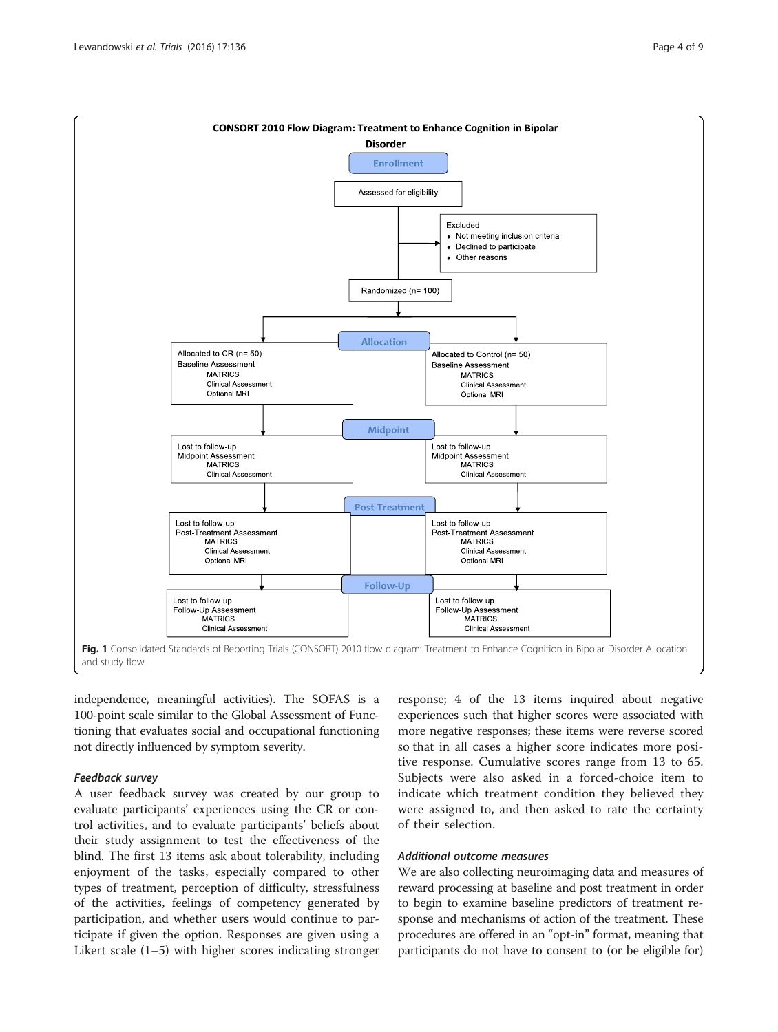**CONSORT 2010 Flow Diagram: Treatment to Enhance Cognition in Bipolar Disorder**

**Enrollment**

Assessed for eligibility

Excluded
- Not meeting inclusion criteria
- Declined to participate
- Other reasons

Randomized (n= 100)

**Allocation**

| Allocated to CR (n= 50) | Allocated to Control (n= 50) |
|---|---|
| Baseline Assessment<br>MATRICS<br>Clinical Assessment<br>Optional MRI | Baseline Assessment<br>MATRICS<br>Clinical Assessment<br>Optional MRI |

**Midpoint**

| CR | Control |
|---|---|
| Lost to follow-up<br>Midpoint Assessment<br>MATRICS<br>Clinical Assessment | Lost to follow-up<br>Midpoint Assessment<br>MATRICS<br>Clinical Assessment |

**Post-Treatment**

| CR | Control |
|---|---|
| Lost to follow-up<br>Post-Treatment Assessment<br>MATRICS<br>Clinical Assessment<br>Optional MRI | Lost to follow-up<br>Post-Treatment Assessment<br>MATRICS<br>Clinical Assessment<br>Optional MRI |

**Follow-Up**

| CR | Control |
|---|---|
| Lost to follow-up<br>Follow-Up Assessment<br>MATRICS<br>Clinical Assessment | Lost to follow-up<br>Follow-Up Assessment<br>MATRICS<br>Clinical Assessment |

**Fig. 1** Consolidated Standards of Reporting Trials (CONSORT) 2010 flow diagram: Treatment to Enhance Cognition in Bipolar Disorder Allocation and study flow

independence, meaningful activities). The SOFAS is a 100-point scale similar to the Global Assessment of Functioning that evaluates social and occupational functioning not directly influenced by symptom severity.

#### *Feedback survey*

A user feedback survey was created by our group to evaluate participants' experiences using the CR or control activities, and to evaluate participants' beliefs about their study assignment to test the effectiveness of the blind. The first 13 items ask about tolerability, including enjoyment of the tasks, especially compared to other types of treatment, perception of difficulty, stressfulness of the activities, feelings of competency generated by participation, and whether users would continue to participate if given the option. Responses are given using a Likert scale (1–5) with higher scores indicating stronger response; 4 of the 13 items inquired about negative experiences such that higher scores were associated with more negative responses; these items were reverse scored so that in all cases a higher score indicates more positive response. Cumulative scores range from 13 to 65. Subjects were also asked in a forced-choice item to indicate which treatment condition they believed they were assigned to, and then asked to rate the certainty of their selection.

#### *Additional outcome measures*

We are also collecting neuroimaging data and measures of reward processing at baseline and post treatment in order to begin to examine baseline predictors of treatment response and mechanisms of action of the treatment. These procedures are offered in an "opt-in" format, meaning that participants do not have to consent to (or be eligible for)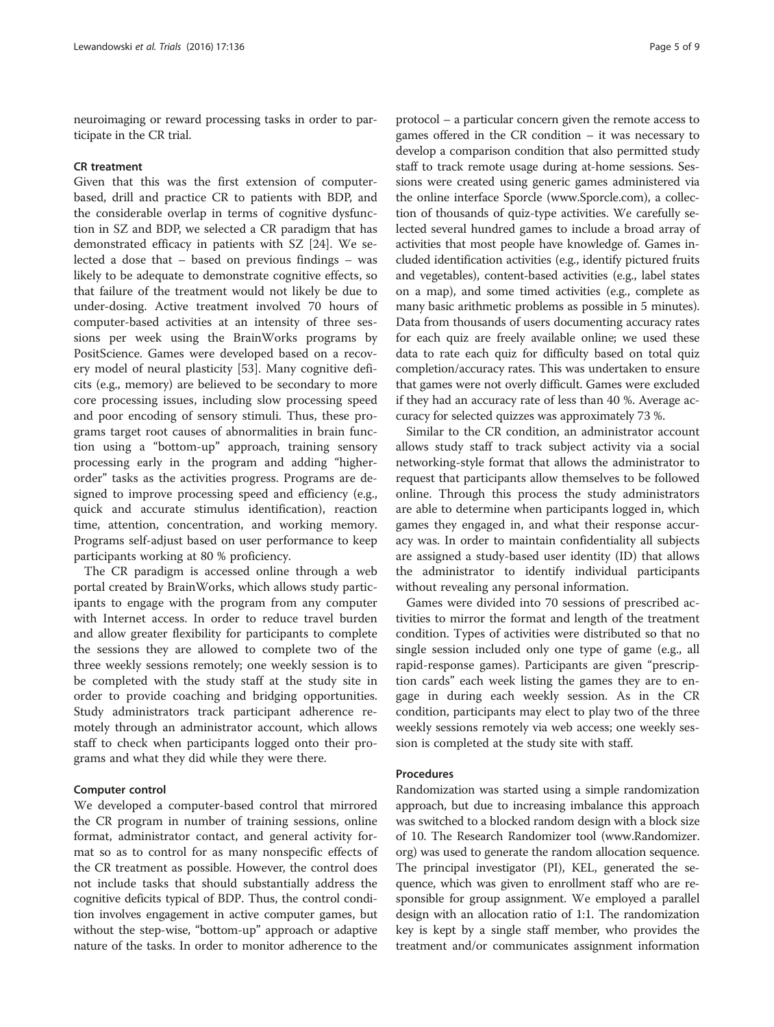neuroimaging or reward processing tasks in order to participate in the CR trial.

### CR treatment

Given that this was the first extension of computer-based, drill and practice CR to patients with BDP, and the considerable overlap in terms of cognitive dysfunction in SZ and BDP, we selected a CR paradigm that has demonstrated efficacy in patients with SZ [24]. We selected a dose that – based on previous findings – was likely to be adequate to demonstrate cognitive effects, so that failure of the treatment would not likely be due to under-dosing. Active treatment involved 70 hours of computer-based activities at an intensity of three sessions per week using the BrainWorks programs by PositScience. Games were developed based on a recovery model of neural plasticity [53]. Many cognitive deficits (e.g., memory) are believed to be secondary to more core processing issues, including slow processing speed and poor encoding of sensory stimuli. Thus, these programs target root causes of abnormalities in brain function using a "bottom-up" approach, training sensory processing early in the program and adding "higher-order" tasks as the activities progress. Programs are designed to improve processing speed and efficiency (e.g., quick and accurate stimulus identification), reaction time, attention, concentration, and working memory. Programs self-adjust based on user performance to keep participants working at 80 % proficiency.

The CR paradigm is accessed online through a web portal created by BrainWorks, which allows study participants to engage with the program from any computer with Internet access. In order to reduce travel burden and allow greater flexibility for participants to complete the sessions they are allowed to complete two of the three weekly sessions remotely; one weekly session is to be completed with the study staff at the study site in order to provide coaching and bridging opportunities. Study administrators track participant adherence remotely through an administrator account, which allows staff to check when participants logged onto their programs and what they did while they were there.

### Computer control

We developed a computer-based control that mirrored the CR program in number of training sessions, online format, administrator contact, and general activity format so as to control for as many nonspecific effects of the CR treatment as possible. However, the control does not include tasks that should substantially address the cognitive deficits typical of BDP. Thus, the control condition involves engagement in active computer games, but without the step-wise, "bottom-up" approach or adaptive nature of the tasks. In order to monitor adherence to the protocol – a particular concern given the remote access to games offered in the CR condition – it was necessary to develop a comparison condition that also permitted study staff to track remote usage during at-home sessions. Sessions were created using generic games administered via the online interface Sporcle (www.Sporcle.com), a collection of thousands of quiz-type activities. We carefully selected several hundred games to include a broad array of activities that most people have knowledge of. Games included identification activities (e.g., identify pictured fruits and vegetables), content-based activities (e.g., label states on a map), and some timed activities (e.g., complete as many basic arithmetic problems as possible in 5 minutes). Data from thousands of users documenting accuracy rates for each quiz are freely available online; we used these data to rate each quiz for difficulty based on total quiz completion/accuracy rates. This was undertaken to ensure that games were not overly difficult. Games were excluded if they had an accuracy rate of less than 40 %. Average accuracy for selected quizzes was approximately 73 %.

Similar to the CR condition, an administrator account allows study staff to track subject activity via a social networking-style format that allows the administrator to request that participants allow themselves to be followed online. Through this process the study administrators are able to determine when participants logged in, which games they engaged in, and what their response accuracy was. In order to maintain confidentiality all subjects are assigned a study-based user identity (ID) that allows the administrator to identify individual participants without revealing any personal information.

Games were divided into 70 sessions of prescribed activities to mirror the format and length of the treatment condition. Types of activities were distributed so that no single session included only one type of game (e.g., all rapid-response games). Participants are given "prescription cards" each week listing the games they are to engage in during each weekly session. As in the CR condition, participants may elect to play two of the three weekly sessions remotely via web access; one weekly session is completed at the study site with staff.

### Procedures

Randomization was started using a simple randomization approach, but due to increasing imbalance this approach was switched to a blocked random design with a block size of 10. The Research Randomizer tool (www.Randomizer.org) was used to generate the random allocation sequence. The principal investigator (PI), KEL, generated the sequence, which was given to enrollment staff who are responsible for group assignment. We employed a parallel design with an allocation ratio of 1:1. The randomization key is kept by a single staff member, who provides the treatment and/or communicates assignment information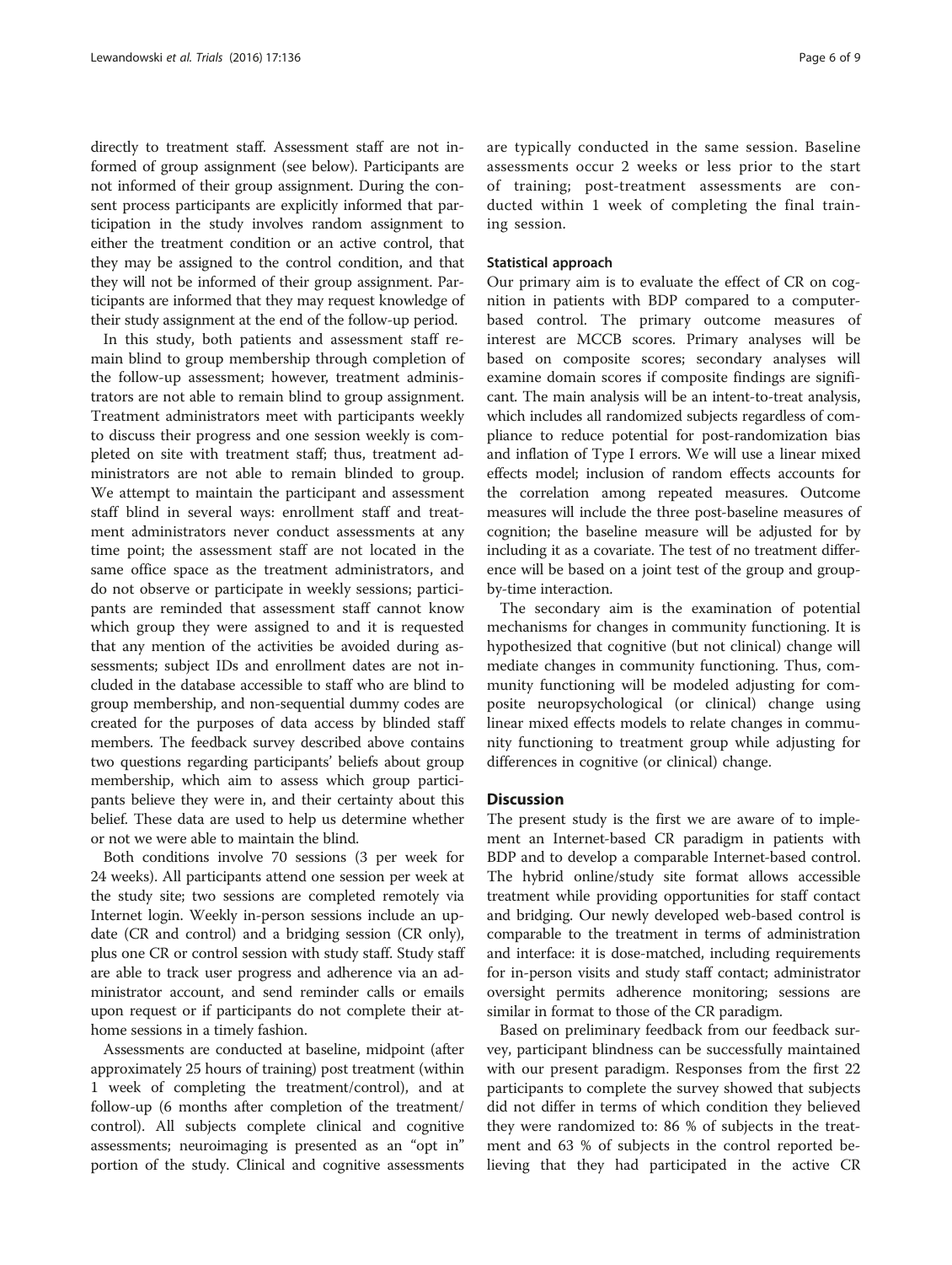directly to treatment staff. Assessment staff are not informed of group assignment (see below). Participants are not informed of their group assignment. During the consent process participants are explicitly informed that participation in the study involves random assignment to either the treatment condition or an active control, that they may be assigned to the control condition, and that they will not be informed of their group assignment. Participants are informed that they may request knowledge of their study assignment at the end of the follow-up period.

In this study, both patients and assessment staff remain blind to group membership through completion of the follow-up assessment; however, treatment administrators are not able to remain blind to group assignment. Treatment administrators meet with participants weekly to discuss their progress and one session weekly is completed on site with treatment staff; thus, treatment administrators are not able to remain blinded to group. We attempt to maintain the participant and assessment staff blind in several ways: enrollment staff and treatment administrators never conduct assessments at any time point; the assessment staff are not located in the same office space as the treatment administrators, and do not observe or participate in weekly sessions; participants are reminded that assessment staff cannot know which group they were assigned to and it is requested that any mention of the activities be avoided during assessments; subject IDs and enrollment dates are not included in the database accessible to staff who are blind to group membership, and non-sequential dummy codes are created for the purposes of data access by blinded staff members. The feedback survey described above contains two questions regarding participants' beliefs about group membership, which aim to assess which group participants believe they were in, and their certainty about this belief. These data are used to help us determine whether or not we were able to maintain the blind.

Both conditions involve 70 sessions (3 per week for 24 weeks). All participants attend one session per week at the study site; two sessions are completed remotely via Internet login. Weekly in-person sessions include an update (CR and control) and a bridging session (CR only), plus one CR or control session with study staff. Study staff are able to track user progress and adherence via an administrator account, and send reminder calls or emails upon request or if participants do not complete their at-home sessions in a timely fashion.

Assessments are conducted at baseline, midpoint (after approximately 25 hours of training) post treatment (within 1 week of completing the treatment/control), and at follow-up (6 months after completion of the treatment/control). All subjects complete clinical and cognitive assessments; neuroimaging is presented as an "opt in" portion of the study. Clinical and cognitive assessments are typically conducted in the same session. Baseline assessments occur 2 weeks or less prior to the start of training; post-treatment assessments are conducted within 1 week of completing the final training session.

#### Statistical approach

Our primary aim is to evaluate the effect of CR on cognition in patients with BDP compared to a computer-based control. The primary outcome measures of interest are MCCB scores. Primary analyses will be based on composite scores; secondary analyses will examine domain scores if composite findings are significant. The main analysis will be an intent-to-treat analysis, which includes all randomized subjects regardless of compliance to reduce potential for post-randomization bias and inflation of Type I errors. We will use a linear mixed effects model; inclusion of random effects accounts for the correlation among repeated measures. Outcome measures will include the three post-baseline measures of cognition; the baseline measure will be adjusted for by including it as a covariate. The test of no treatment difference will be based on a joint test of the group and group-by-time interaction.

The secondary aim is the examination of potential mechanisms for changes in community functioning. It is hypothesized that cognitive (but not clinical) change will mediate changes in community functioning. Thus, community functioning will be modeled adjusting for composite neuropsychological (or clinical) change using linear mixed effects models to relate changes in community functioning to treatment group while adjusting for differences in cognitive (or clinical) change.

## Discussion

The present study is the first we are aware of to implement an Internet-based CR paradigm in patients with BDP and to develop a comparable Internet-based control. The hybrid online/study site format allows accessible treatment while providing opportunities for staff contact and bridging. Our newly developed web-based control is comparable to the treatment in terms of administration and interface: it is dose-matched, including requirements for in-person visits and study staff contact; administrator oversight permits adherence monitoring; sessions are similar in format to those of the CR paradigm.

Based on preliminary feedback from our feedback survey, participant blindness can be successfully maintained with our present paradigm. Responses from the first 22 participants to complete the survey showed that subjects did not differ in terms of which condition they believed they were randomized to: 86 % of subjects in the treatment and 63 % of subjects in the control reported believing that they had participated in the active CR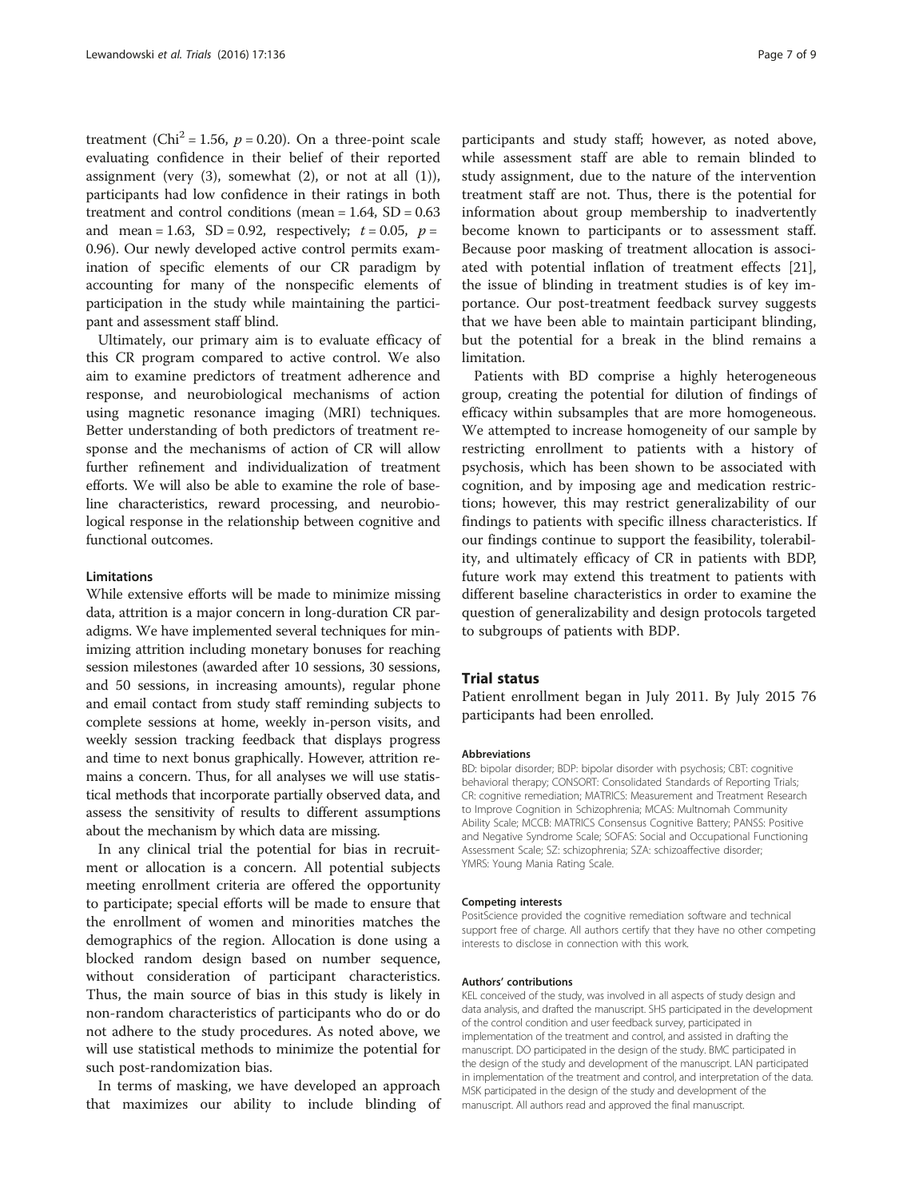treatment ($Chi^2 = 1.56$, $p = 0.20$). On a three-point scale evaluating confidence in their belief of their reported assignment (very (3), somewhat (2), or not at all (1)), participants had low confidence in their ratings in both treatment and control conditions (mean = 1.64, SD = 0.63 and mean = 1.63, SD = 0.92, respectively; $t = 0.05$, $p = 0.96$). Our newly developed active control permits examination of specific elements of our CR paradigm by accounting for many of the nonspecific elements of participation in the study while maintaining the participant and assessment staff blind.

Ultimately, our primary aim is to evaluate efficacy of this CR program compared to active control. We also aim to examine predictors of treatment adherence and response, and neurobiological mechanisms of action using magnetic resonance imaging (MRI) techniques. Better understanding of both predictors of treatment response and the mechanisms of action of CR will allow further refinement and individualization of treatment efforts. We will also be able to examine the role of baseline characteristics, reward processing, and neurobiological response in the relationship between cognitive and functional outcomes.

#### Limitations

While extensive efforts will be made to minimize missing data, attrition is a major concern in long-duration CR paradigms. We have implemented several techniques for minimizing attrition including monetary bonuses for reaching session milestones (awarded after 10 sessions, 30 sessions, and 50 sessions, in increasing amounts), regular phone and email contact from study staff reminding subjects to complete sessions at home, weekly in-person visits, and weekly session tracking feedback that displays progress and time to next bonus graphically. However, attrition remains a concern. Thus, for all analyses we will use statistical methods that incorporate partially observed data, and assess the sensitivity of results to different assumptions about the mechanism by which data are missing.

In any clinical trial the potential for bias in recruitment or allocation is a concern. All potential subjects meeting enrollment criteria are offered the opportunity to participate; special efforts will be made to ensure that the enrollment of women and minorities matches the demographics of the region. Allocation is done using a blocked random design based on number sequence, without consideration of participant characteristics. Thus, the main source of bias in this study is likely in non-random characteristics of participants who do or do not adhere to the study procedures. As noted above, we will use statistical methods to minimize the potential for such post-randomization bias.

In terms of masking, we have developed an approach that maximizes our ability to include blinding of participants and study staff; however, as noted above, while assessment staff are able to remain blinded to study assignment, due to the nature of the intervention treatment staff are not. Thus, there is the potential for information about group membership to inadvertently become known to participants or to assessment staff. Because poor masking of treatment allocation is associated with potential inflation of treatment effects [21], the issue of blinding in treatment studies is of key importance. Our post-treatment feedback survey suggests that we have been able to maintain participant blinding, but the potential for a break in the blind remains a limitation.

Patients with BD comprise a highly heterogeneous group, creating the potential for dilution of findings of efficacy within subsamples that are more homogeneous. We attempted to increase homogeneity of our sample by restricting enrollment to patients with a history of psychosis, which has been shown to be associated with cognition, and by imposing age and medication restrictions; however, this may restrict generalizability of our findings to patients with specific illness characteristics. If our findings continue to support the feasibility, tolerability, and ultimately efficacy of CR in patients with BDP, future work may extend this treatment to patients with different baseline characteristics in order to examine the question of generalizability and design protocols targeted to subgroups of patients with BDP.

## Trial status

Patient enrollment began in July 2011. By July 2015 76 participants had been enrolled.

#### Abbreviations

BD: bipolar disorder; BDP: bipolar disorder with psychosis; CBT: cognitive behavioral therapy; CONSORT: Consolidated Standards of Reporting Trials; CR: cognitive remediation; MATRICS: Measurement and Treatment Research to Improve Cognition in Schizophrenia; MCAS: Multnomah Community Ability Scale; MCCB: MATRICS Consensus Cognitive Battery; PANSS: Positive and Negative Syndrome Scale; SOFAS: Social and Occupational Functioning Assessment Scale; SZ: schizophrenia; SZA: schizoaffective disorder; YMRS: Young Mania Rating Scale.

#### Competing interests

PositScience provided the cognitive remediation software and technical support free of charge. All authors certify that they have no other competing interests to disclose in connection with this work.

#### Authors' contributions

KEL conceived of the study, was involved in all aspects of study design and data analysis, and drafted the manuscript. SHS participated in the development of the control condition and user feedback survey, participated in implementation of the treatment and control, and assisted in drafting the manuscript. DO participated in the design of the study. BMC participated in the design of the study and development of the manuscript. LAN participated in implementation of the treatment and control, and interpretation of the data. MSK participated in the design of the study and development of the manuscript. All authors read and approved the final manuscript.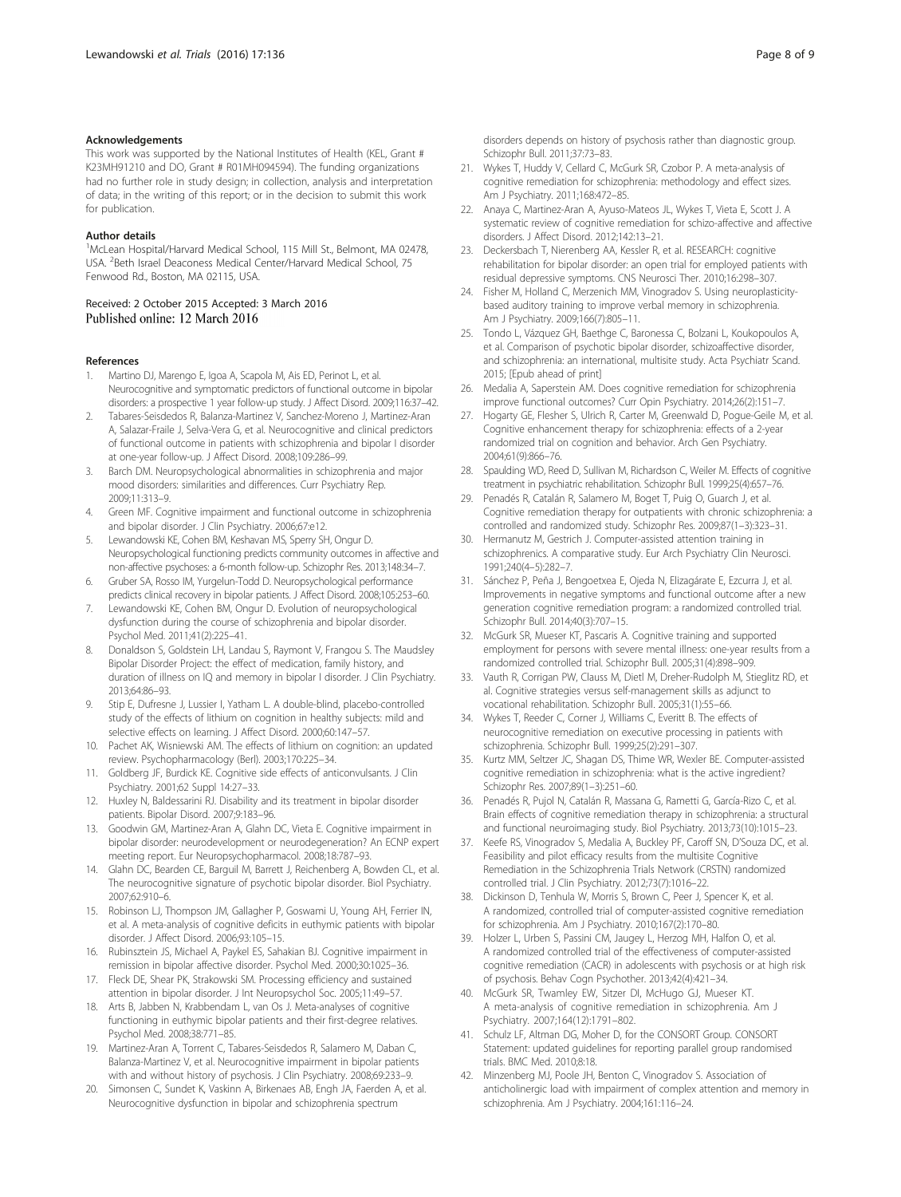### Acknowledgements

This work was supported by the National Institutes of Health (KEL, Grant # K23MH91210 and DO, Grant # R01MH094594). The funding organizations had no further role in study design; in collection, analysis and interpretation of data; in the writing of this report; or in the decision to submit this work for publication.

### Author details

[1]McLean Hospital/Harvard Medical School, 115 Mill St., Belmont, MA 02478, USA. [2]Beth Israel Deaconess Medical Center/Harvard Medical School, 75 Fenwood Rd., Boston, MA 02115, USA.

Received: 2 October 2015 Accepted: 3 March 2016
Published online: 12 March 2016

### References

1. Martino DJ, Marengo E, Igoa A, Scapola M, Ais ED, Perinot L, et al. Neurocognitive and symptomatic predictors of functional outcome in bipolar disorders: a prospective 1 year follow-up study. J Affect Disord. 2009;116:37–42.
2. Tabares-Seisdedos R, Balanza-Martinez V, Sanchez-Moreno J, Martinez-Aran A, Salazar-Fraile J, Selva-Vera G, et al. Neurocognitive and clinical predictors of functional outcome in patients with schizophrenia and bipolar I disorder at one-year follow-up. J Affect Disord. 2008;109:286–99.
3. Barch DM. Neuropsychological abnormalities in schizophrenia and major mood disorders: similarities and differences. Curr Psychiatry Rep. 2009;11:313–9.
4. Green MF. Cognitive impairment and functional outcome in schizophrenia and bipolar disorder. J Clin Psychiatry. 2006;67:e12.
5. Lewandowski KE, Cohen BM, Keshavan MS, Sperry SH, Ongur D. Neuropsychological functioning predicts community outcomes in affective and non-affective psychoses: a 6-month follow-up. Schizophr Res. 2013;148:34–7.
6. Gruber SA, Rosso IM, Yurgelun-Todd D. Neuropsychological performance predicts clinical recovery in bipolar patients. J Affect Disord. 2008;105:253–60.
7. Lewandowski KE, Cohen BM, Ongur D. Evolution of neuropsychological dysfunction during the course of schizophrenia and bipolar disorder. Psychol Med. 2011;41(2):225–41.
8. Donaldson S, Goldstein LH, Landau S, Raymont V, Frangou S. The Maudsley Bipolar Disorder Project: the effect of medication, family history, and duration of illness on IQ and memory in bipolar I disorder. J Clin Psychiatry. 2013;64:86–93.
9. Stip E, Dufresne J, Lussier I, Yatham L. A double-blind, placebo-controlled study of the effects of lithium on cognition in healthy subjects: mild and selective effects on learning. J Affect Disord. 2000;60:147–57.
10. Pachet AK, Wisniewski AM. The effects of lithium on cognition: an updated review. Psychopharmacology (Berl). 2003;170:225–34.
11. Goldberg JF, Burdick KE. Cognitive side effects of anticonvulsants. J Clin Psychiatry. 2001;62 Suppl 14:27–33.
12. Huxley N, Baldessarini RJ. Disability and its treatment in bipolar disorder patients. Bipolar Disord. 2007;9:183–96.
13. Goodwin GM, Martinez-Aran A, Glahn DC, Vieta E. Cognitive impairment in bipolar disorder: neurodevelopment or neurodegeneration? An ECNP expert meeting report. Eur Neuropsychopharmacol. 2008;18:787–93.
14. Glahn DC, Bearden CE, Barguil M, Barrett J, Reichenberg A, Bowden CL, et al. The neurocognitive signature of psychotic bipolar disorder. Biol Psychiatry. 2007;62:910–6.
15. Robinson LJ, Thompson JM, Gallagher P, Goswami U, Young AH, Ferrier IN, et al. A meta-analysis of cognitive deficits in euthymic patients with bipolar disorder. J Affect Disord. 2006;93:105–15.
16. Rubinsztein JS, Michael A, Paykel ES, Sahakian BJ. Cognitive impairment in remission in bipolar affective disorder. Psychol Med. 2000;30:1025–36.
17. Fleck DE, Shear PK, Strakowski SM. Processing efficiency and sustained attention in bipolar disorder. J Int Neuropsychol Soc. 2005;11:49–57.
18. Arts B, Jabben N, Krabbendam L, van Os J. Meta-analyses of cognitive functioning in euthymic bipolar patients and their first-degree relatives. Psychol Med. 2008;38:771–85.
19. Martinez-Aran A, Torrent C, Tabares-Seisdedos R, Salamero M, Daban C, Balanza-Martinez V, et al. Neurocognitive impairment in bipolar patients with and without history of psychosis. J Clin Psychiatry. 2008;69:233–9.
20. Simonsen C, Sundet K, Vaskinn A, Birkenaes AB, Engh JA, Faerden A, et al. Neurocognitive dysfunction in bipolar and schizophrenia spectrum disorders depends on history of psychosis rather than diagnostic group. Schizophr Bull. 2011;37:73–83.
21. Wykes T, Huddy V, Cellard C, McGurk SR, Czobor P. A meta-analysis of cognitive remediation for schizophrenia: methodology and effect sizes. Am J Psychiatry. 2011;168:472–85.
22. Anaya C, Martinez-Aran A, Ayuso-Mateos JL, Wykes T, Vieta E, Scott J. A systematic review of cognitive remediation for schizo-affective and affective disorders. J Affect Disord. 2012;142:13–21.
23. Deckersbach T, Nierenberg AA, Kessler R, et al. RESEARCH: cognitive rehabilitation for bipolar disorder: an open trial for employed patients with residual depressive symptoms. CNS Neurosci Ther. 2010;16:298–307.
24. Fisher M, Holland C, Merzenich MM, Vinogradov S. Using neuroplasticity-based auditory training to improve verbal memory in schizophrenia. Am J Psychiatry. 2009;166(7):805–11.
25. Tondo L, Vázquez GH, Baethge C, Baronessa C, Bolzani L, Koukopoulos A, et al. Comparison of psychotic bipolar disorder, schizoaffective disorder, and schizophrenia: an international, multisite study. Acta Psychiatr Scand. 2015; [Epub ahead of print]
26. Medalia A, Saperstein AM. Does cognitive remediation for schizophrenia improve functional outcomes? Curr Opin Psychiatry. 2014;26(2):151–7.
27. Hogarty GE, Flesher S, Ulrich R, Carter M, Greenwald D, Pogue-Geile M, et al. Cognitive enhancement therapy for schizophrenia: effects of a 2-year randomized trial on cognition and behavior. Arch Gen Psychiatry. 2004;61(9):866–76.
28. Spaulding WD, Reed D, Sullivan M, Richardson C, Weiler M. Effects of cognitive treatment in psychiatric rehabilitation. Schizophr Bull. 1999;25(4):657–76.
29. Penadés R, Catalán R, Salamero M, Boget T, Puig O, Guarch J, et al. Cognitive remediation therapy for outpatients with chronic schizophrenia: a controlled and randomized study. Schizophr Res. 2009;87(1–3):323–31.
30. Hermanutz M, Gestrich J. Computer-assisted attention training in schizophrenics. A comparative study. Eur Arch Psychiatry Clin Neurosci. 1991;240(4–5):282–7.
31. Sánchez P, Peña J, Bengoetxea E, Ojeda N, Elizagárate E, Ezcurra J, et al. Improvements in negative symptoms and functional outcome after a new generation cognitive remediation program: a randomized controlled trial. Schizophr Bull. 2014;40(3):707–15.
32. McGurk SR, Mueser KT, Pascaris A. Cognitive training and supported employment for persons with severe mental illness: one-year results from a randomized controlled trial. Schizophr Bull. 2005;31(4):898–909.
33. Vauth R, Corrigan PW, Clauss M, Dietl M, Dreher-Rudolph M, Stieglitz RD, et al. Cognitive strategies versus self-management skills as adjunct to vocational rehabilitation. Schizophr Bull. 2005;31(1):55–66.
34. Wykes T, Reeder C, Corner J, Williams C, Everitt B. The effects of neurocognitive remediation on executive processing in patients with schizophrenia. Schizophr Bull. 1999;25(2):291–307.
35. Kurtz MM, Seltzer JC, Shagan DS, Thime WR, Wexler BE. Computer-assisted cognitive remediation in schizophrenia: what is the active ingredient? Schizophr Res. 2007;89(1–3):251–60.
36. Penadés R, Pujol N, Catalán R, Massana G, Rametti G, García-Rizo C, et al. Brain effects of cognitive remediation therapy in schizophrenia: a structural and functional neuroimaging study. Biol Psychiatry. 2013;73(10):1015–23.
37. Keefe RS, Vinogradov S, Medalia A, Buckley PF, Caroff SN, D'Souza DC, et al. Feasibility and pilot efficacy results from the multisite Cognitive Remediation in the Schizophrenia Trials Network (CRSTN) randomized controlled trial. J Clin Psychiatry. 2012;73(7):1016–22.
38. Dickinson D, Tenhula W, Morris S, Brown C, Peer J, Spencer K, et al. A randomized, controlled trial of computer-assisted cognitive remediation for schizophrenia. Am J Psychiatry. 2010;167(2):170–80.
39. Holzer L, Urben S, Passini CM, Jaugey L, Herzog MH, Halfon O, et al. A randomized controlled trial of the effectiveness of computer-assisted cognitive remediation (CACR) in adolescents with psychosis or at high risk of psychosis. Behav Cogn Psychother. 2013;42(4):421–34.
40. McGurk SR, Twamley EW, Sitzer DI, McHugo GJ, Mueser KT. A meta-analysis of cognitive remediation in schizophrenia. Am J Psychiatry. 2007;164(12):1791–802.
41. Schulz LF, Altman DG, Moher D, for the CONSORT Group. CONSORT Statement: updated guidelines for reporting parallel group randomised trials. BMC Med. 2010;8:18.
42. Minzenberg MJ, Poole JH, Benton C, Vinogradov S. Association of anticholinergic load with impairment of complex attention and memory in schizophrenia. Am J Psychiatry. 2004;161:116–24.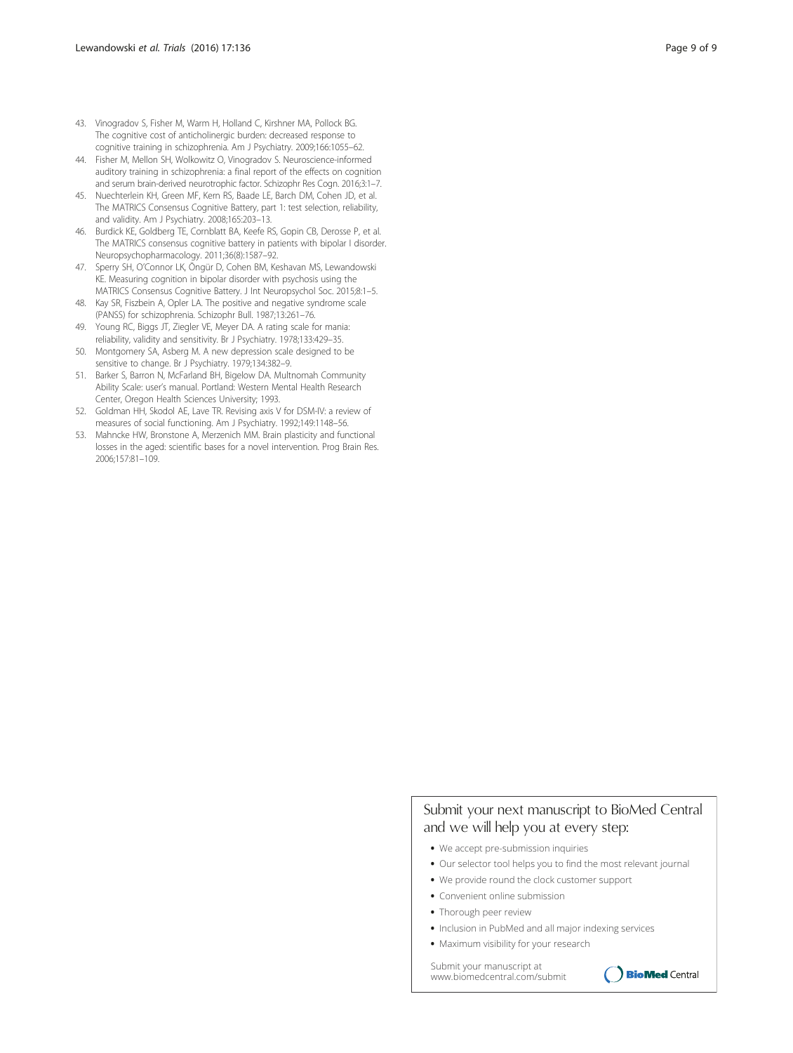43. Vinogradov S, Fisher M, Warm H, Holland C, Kirshner MA, Pollock BG. The cognitive cost of anticholinergic burden: decreased response to cognitive training in schizophrenia. Am J Psychiatry. 2009;166:1055–62.
44. Fisher M, Mellon SH, Wolkowitz O, Vinogradov S. Neuroscience-informed auditory training in schizophrenia: a final report of the effects on cognition and serum brain-derived neurotrophic factor. Schizophr Res Cogn. 2016;3:1–7.
45. Nuechterlein KH, Green MF, Kern RS, Baade LE, Barch DM, Cohen JD, et al. The MATRICS Consensus Cognitive Battery, part 1: test selection, reliability, and validity. Am J Psychiatry. 2008;165:203–13.
46. Burdick KE, Goldberg TE, Cornblatt BA, Keefe RS, Gopin CB, Derosse P, et al. The MATRICS consensus cognitive battery in patients with bipolar I disorder. Neuropsychopharmacology. 2011;36(8):1587–92.
47. Sperry SH, O'Connor LK, Öngür D, Cohen BM, Keshavan MS, Lewandowski KE. Measuring cognition in bipolar disorder with psychosis using the MATRICS Consensus Cognitive Battery. J Int Neuropsychol Soc. 2015;8:1–5.
48. Kay SR, Fiszbein A, Opler LA. The positive and negative syndrome scale (PANSS) for schizophrenia. Schizophr Bull. 1987;13:261–76.
49. Young RC, Biggs JT, Ziegler VE, Meyer DA. A rating scale for mania: reliability, validity and sensitivity. Br J Psychiatry. 1978;133:429–35.
50. Montgomery SA, Asberg M. A new depression scale designed to be sensitive to change. Br J Psychiatry. 1979;134:382–9.
51. Barker S, Barron N, McFarland BH, Bigelow DA. Multnomah Community Ability Scale: user's manual. Portland: Western Mental Health Research Center, Oregon Health Sciences University; 1993.
52. Goldman HH, Skodol AE, Lave TR. Revising axis V for DSM-IV: a review of measures of social functioning. Am J Psychiatry. 1992;149:1148–56.
53. Mahncke HW, Bronstone A, Merzenich MM. Brain plasticity and functional losses in the aged: scientific bases for a novel intervention. Prog Brain Res. 2006;157:81–109.

Submit your next manuscript to BioMed Central and we will help you at every step:

- We accept pre-submission inquiries
- Our selector tool helps you to find the most relevant journal
- We provide round the clock customer support
- Convenient online submission
- Thorough peer review
- Inclusion in PubMed and all major indexing services
- Maximum visibility for your research

Submit your manuscript at www.biomedcentral.com/submit

BioMed Central